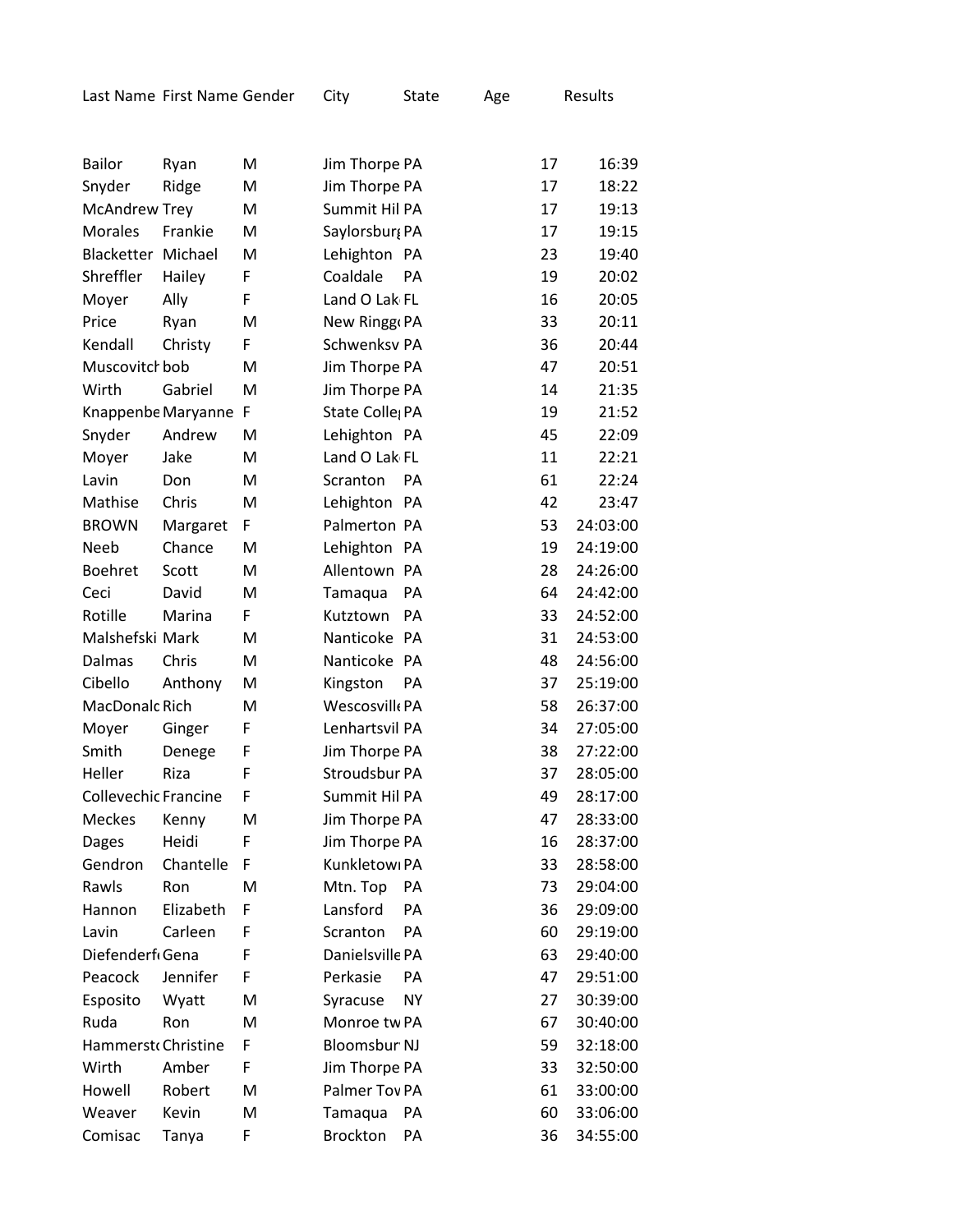| Last Name | First Name | Gender | City | State | Age | Results |
|---|---|---|---|---|---|---|
| Bailor | Ryan | M | Jim Thorpe | PA | 17 | 16:39 |
| Snyder | Ridge | M | Jim Thorpe | PA | 17 | 18:22 |
| McAndrew | Trey | M | Summit Hil | PA | 17 | 19:13 |
| Morales | Frankie | M | Saylorsburg | PA | 17 | 19:15 |
| Blacketter | Michael | M | Lehighton | PA | 23 | 19:40 |
| Shreffler | Hailey | F | Coaldale | PA | 19 | 20:02 |
| Moyer | Ally | F | Land O Lak | FL | 16 | 20:05 |
| Price | Ryan | M | New Ringg | PA | 33 | 20:11 |
| Kendall | Christy | F | Schwenksv | PA | 36 | 20:44 |
| Muscovitch | bob | M | Jim Thorpe | PA | 47 | 20:51 |
| Wirth | Gabriel | M | Jim Thorpe | PA | 14 | 21:35 |
| Knappenbe | Maryanne | F | State Colle | PA | 19 | 21:52 |
| Snyder | Andrew | M | Lehighton | PA | 45 | 22:09 |
| Moyer | Jake | M | Land O Lak | FL | 11 | 22:21 |
| Lavin | Don | M | Scranton | PA | 61 | 22:24 |
| Mathise | Chris | M | Lehighton | PA | 42 | 23:47 |
| BROWN | Margaret | F | Palmerton | PA | 53 | 24:03:00 |
| Neeb | Chance | M | Lehighton | PA | 19 | 24:19:00 |
| Boehret | Scott | M | Allentown | PA | 28 | 24:26:00 |
| Ceci | David | M | Tamaqua | PA | 64 | 24:42:00 |
| Rotille | Marina | F | Kutztown | PA | 33 | 24:52:00 |
| Malshefski | Mark | M | Nanticoke | PA | 31 | 24:53:00 |
| Dalmas | Chris | M | Nanticoke | PA | 48 | 24:56:00 |
| Cibello | Anthony | M | Kingston | PA | 37 | 25:19:00 |
| MacDonald | Rich | M | Wescosville | PA | 58 | 26:37:00 |
| Moyer | Ginger | F | Lenhartsvil | PA | 34 | 27:05:00 |
| Smith | Denege | F | Jim Thorpe | PA | 38 | 27:22:00 |
| Heller | Riza | F | Stroudsbur | PA | 37 | 28:05:00 |
| Collevechio | Francine | F | Summit Hil | PA | 49 | 28:17:00 |
| Meckes | Kenny | M | Jim Thorpe | PA | 47 | 28:33:00 |
| Dages | Heidi | F | Jim Thorpe | PA | 16 | 28:37:00 |
| Gendron | Chantelle | F | Kunkletown | PA | 33 | 28:58:00 |
| Rawls | Ron | M | Mtn. Top | PA | 73 | 29:04:00 |
| Hannon | Elizabeth | F | Lansford | PA | 36 | 29:09:00 |
| Lavin | Carleen | F | Scranton | PA | 60 | 29:19:00 |
| Diefenderfe | Gena | F | Danielsville | PA | 63 | 29:40:00 |
| Peacock | Jennifer | F | Perkasie | PA | 47 | 29:51:00 |
| Esposito | Wyatt | M | Syracuse | NY | 27 | 30:39:00 |
| Ruda | Ron | M | Monroe tw | PA | 67 | 30:40:00 |
| Hammersto | Christine | F | Bloomsbur | NJ | 59 | 32:18:00 |
| Wirth | Amber | F | Jim Thorpe | PA | 33 | 32:50:00 |
| Howell | Robert | M | Palmer Tov | PA | 61 | 33:00:00 |
| Weaver | Kevin | M | Tamaqua | PA | 60 | 33:06:00 |
| Comisac | Tanya | F | Brockton | PA | 36 | 34:55:00 |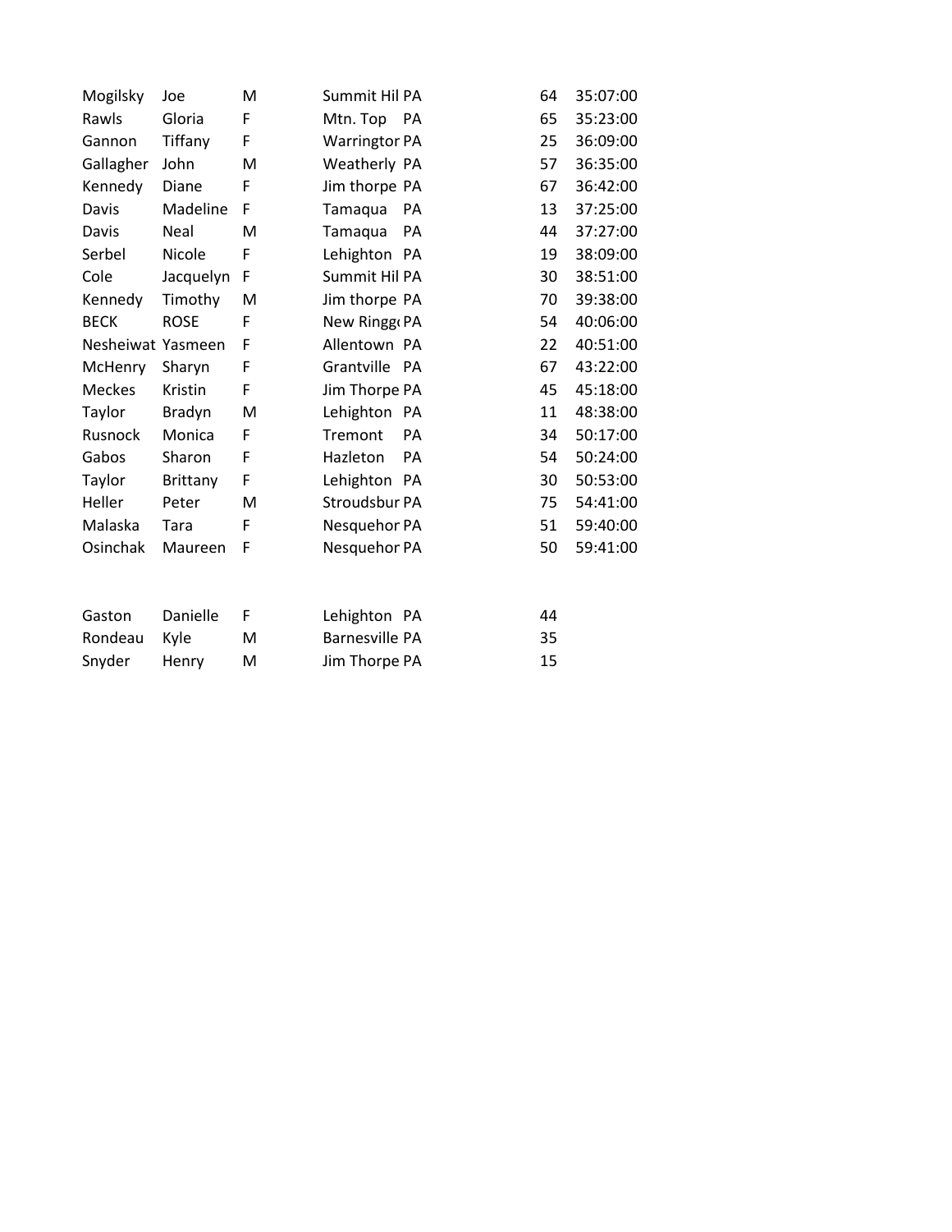| | | | | | | |
|---|---|---|---|---|---|---|
| Mogilsky | Joe | M | Summit Hil | PA | 64 | 35:07:00 |
| Rawls | Gloria | F | Mtn. Top | PA | 65 | 35:23:00 |
| Gannon | Tiffany | F | Warringtor | PA | 25 | 36:09:00 |
| Gallagher | John | M | Weatherly | PA | 57 | 36:35:00 |
| Kennedy | Diane | F | Jim thorpe | PA | 67 | 36:42:00 |
| Davis | Madeline | F | Tamaqua | PA | 13 | 37:25:00 |
| Davis | Neal | M | Tamaqua | PA | 44 | 37:27:00 |
| Serbel | Nicole | F | Lehighton | PA | 19 | 38:09:00 |
| Cole | Jacquelyn | F | Summit Hil | PA | 30 | 38:51:00 |
| Kennedy | Timothy | M | Jim thorpe | PA | 70 | 39:38:00 |
| BECK | ROSE | F | New Ringg | PA | 54 | 40:06:00 |
| Nesheiwat | Yasmeen | F | Allentown | PA | 22 | 40:51:00 |
| McHenry | Sharyn | F | Grantville | PA | 67 | 43:22:00 |
| Meckes | Kristin | F | Jim Thorpe | PA | 45 | 45:18:00 |
| Taylor | Bradyn | M | Lehighton | PA | 11 | 48:38:00 |
| Rusnock | Monica | F | Tremont | PA | 34 | 50:17:00 |
| Gabos | Sharon | F | Hazleton | PA | 54 | 50:24:00 |
| Taylor | Brittany | F | Lehighton | PA | 30 | 50:53:00 |
| Heller | Peter | M | Stroudsbur | PA | 75 | 54:41:00 |
| Malaska | Tara | F | Nesquehor | PA | 51 | 59:40:00 |
| Osinchak | Maureen | F | Nesquehor | PA | 50 | 59:41:00 |
| | | | | | | |
| Gaston | Danielle | F | Lehighton | PA | 44 | |
| Rondeau | Kyle | M | Barnesville | PA | 35 | |
| Snyder | Henry | M | Jim Thorpe | PA | 15 | |